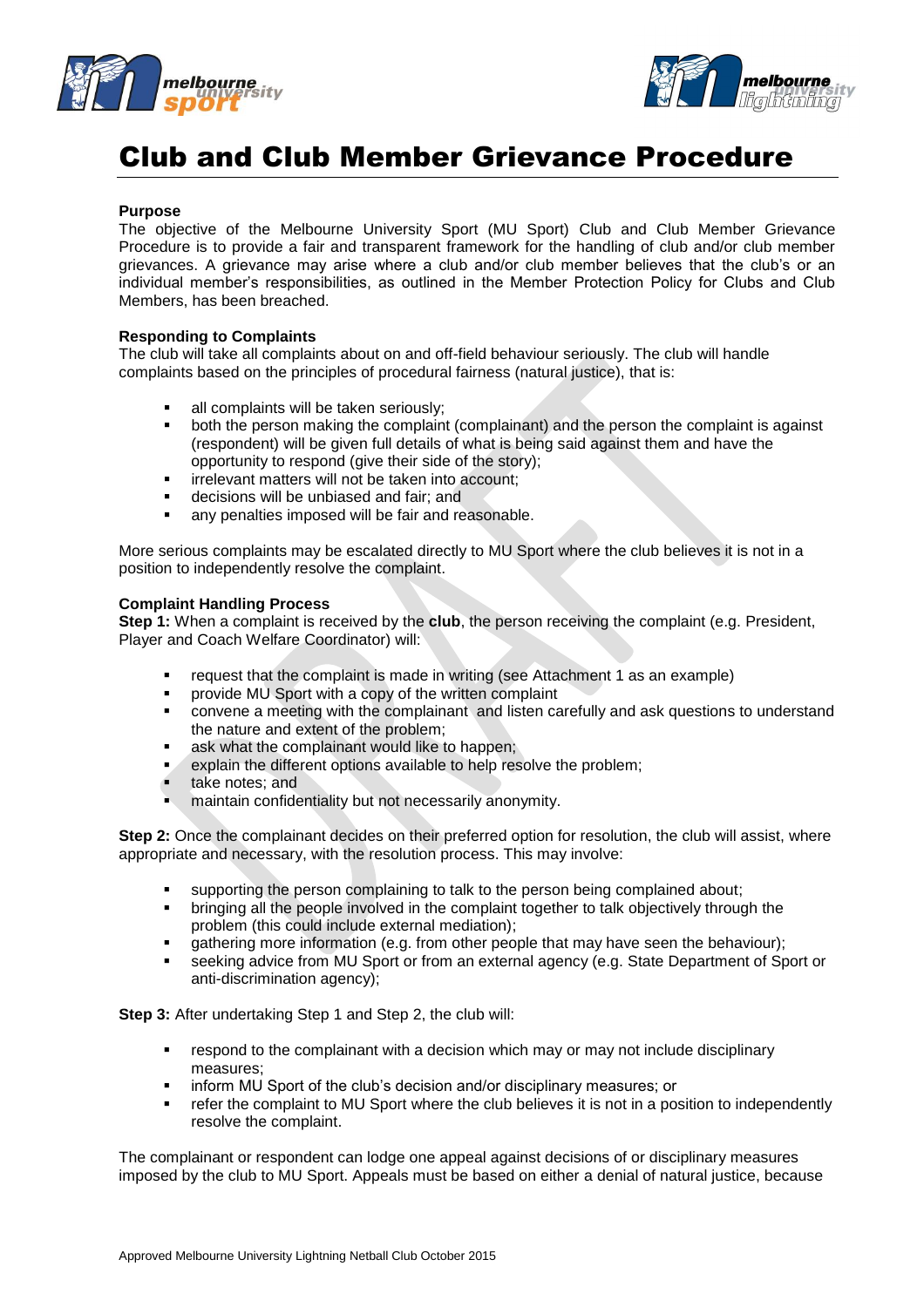# Club and Club Member Grievance Procedure

**Purpose**

The objective of the Melbourne University Sport (MU Sport) Club and Club Member Grievance Procedure is to provide a fair and transparent framework for the handling of club and/or club member grievances. A grievance may arise where a club and/or club member believes that the club's or an individual member's responsibilities, as outlined in the Member Protection Policy for Clubs and Club Members, has been breached.

**Responding to Complaints**

The club will take all complaints about on and off-field behaviour seriously. The club will handle complaints based on the principles of procedural fairness (natural justice), that is:

- all complaints will be taken seriously;
- both the person making the complaint (complainant) and the person the complaint is against (respondent) will be given full details of what is being said against them and have the opportunity to respond (give their side of the story);
- irrelevant matters will not be taken into account;
- decisions will be unbiased and fair; and
- any penalties imposed will be fair and reasonable.

More serious complaints may be escalated directly to MU Sport where the club believes it is not in a position to independently resolve the complaint.

**Complaint Handling Process**

**Step 1:** When a complaint is received by the **club**, the person receiving the complaint (e.g. President, Player and Coach Welfare Coordinator) will:

- request that the complaint is made in writing (see Attachment 1 as an example)
- provide MU Sport with a copy of the written complaint
- convene a meeting with the complainant and listen carefully and ask questions to understand the nature and extent of the problem;
- ask what the complainant would like to happen;
- explain the different options available to help resolve the problem;
- take notes; and
- maintain confidentiality but not necessarily anonymity.

**Step 2:** Once the complainant decides on their preferred option for resolution, the club will assist, where appropriate and necessary, with the resolution process. This may involve:

- supporting the person complaining to talk to the person being complained about;
- bringing all the people involved in the complaint together to talk objectively through the problem (this could include external mediation);
- gathering more information (e.g. from other people that may have seen the behaviour);
- seeking advice from MU Sport or from an external agency (e.g. State Department of Sport or anti-discrimination agency);

**Step 3:** After undertaking Step 1 and Step 2, the club will:

- respond to the complainant with a decision which may or may not include disciplinary measures;
- inform MU Sport of the club's decision and/or disciplinary measures; or
- refer the complaint to MU Sport where the club believes it is not in a position to independently resolve the complaint.

The complainant or respondent can lodge one appeal against decisions of or disciplinary measures imposed by the club to MU Sport. Appeals must be based on either a denial of natural justice, because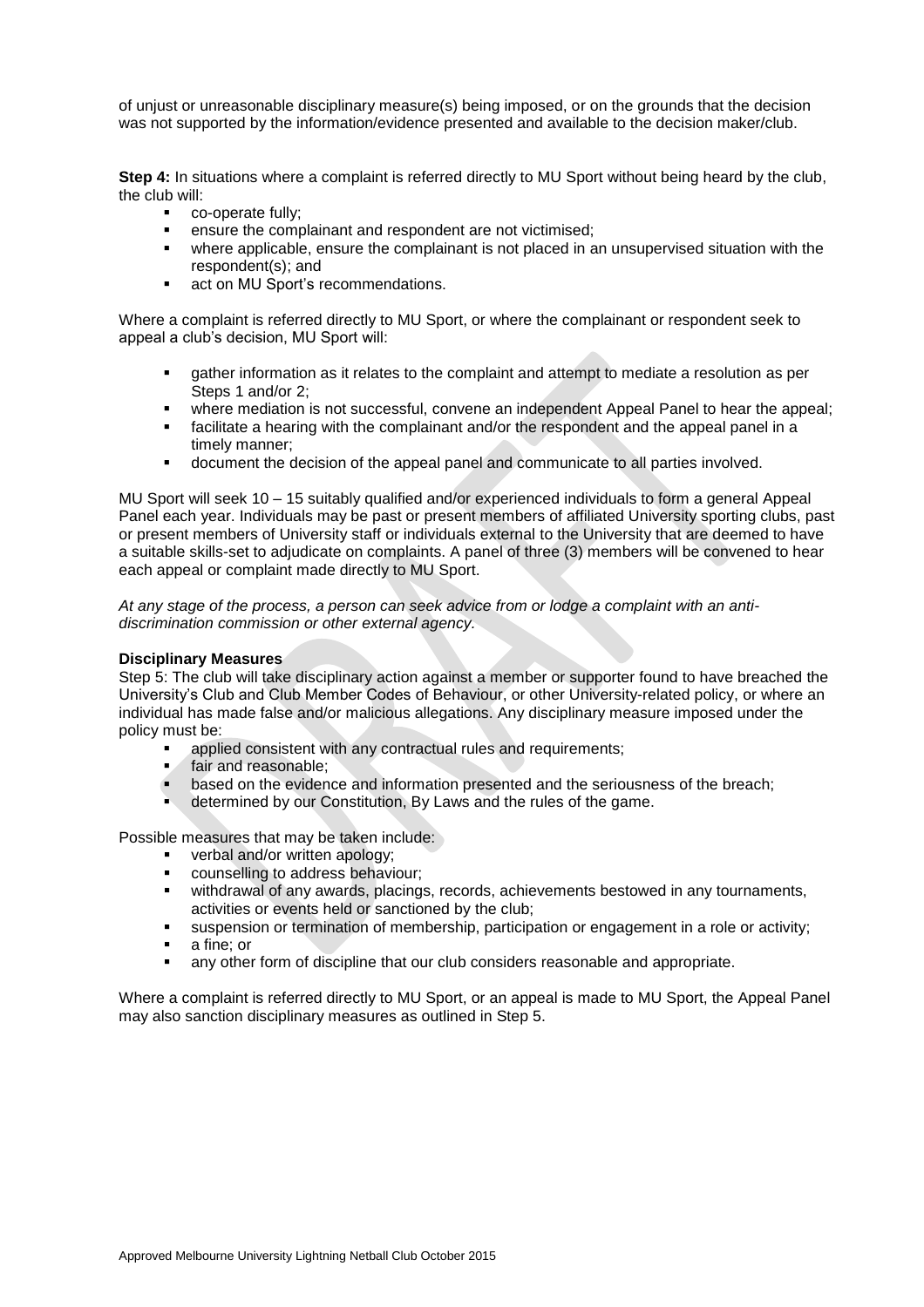of unjust or unreasonable disciplinary measure(s) being imposed, or on the grounds that the decision was not supported by the information/evidence presented and available to the decision maker/club.

**Step 4:** In situations where a complaint is referred directly to MU Sport without being heard by the club, the club will:

- co-operate fully;
- ensure the complainant and respondent are not victimised;
- where applicable, ensure the complainant is not placed in an unsupervised situation with the respondent(s); and
- act on MU Sport's recommendations.

Where a complaint is referred directly to MU Sport, or where the complainant or respondent seek to appeal a club's decision, MU Sport will:

- gather information as it relates to the complaint and attempt to mediate a resolution as per Steps 1 and/or 2;
- where mediation is not successful, convene an independent Appeal Panel to hear the appeal;
- facilitate a hearing with the complainant and/or the respondent and the appeal panel in a timely manner;
- document the decision of the appeal panel and communicate to all parties involved.

MU Sport will seek 10 – 15 suitably qualified and/or experienced individuals to form a general Appeal Panel each year. Individuals may be past or present members of affiliated University sporting clubs, past or present members of University staff or individuals external to the University that are deemed to have a suitable skills-set to adjudicate on complaints. A panel of three (3) members will be convened to hear each appeal or complaint made directly to MU Sport.

*At any stage of the process, a person can seek advice from or lodge a complaint with an anti-discrimination commission or other external agency.*

**Disciplinary Measures**

Step 5: The club will take disciplinary action against a member or supporter found to have breached the University's Club and Club Member Codes of Behaviour, or other University-related policy, or where an individual has made false and/or malicious allegations. Any disciplinary measure imposed under the policy must be:

- applied consistent with any contractual rules and requirements;
- fair and reasonable;
- based on the evidence and information presented and the seriousness of the breach;
- determined by our Constitution, By Laws and the rules of the game.

Possible measures that may be taken include:

- verbal and/or written apology;
- counselling to address behaviour;
- withdrawal of any awards, placings, records, achievements bestowed in any tournaments, activities or events held or sanctioned by the club;
- suspension or termination of membership, participation or engagement in a role or activity;
- a fine; or
- any other form of discipline that our club considers reasonable and appropriate.

Where a complaint is referred directly to MU Sport, or an appeal is made to MU Sport, the Appeal Panel may also sanction disciplinary measures as outlined in Step 5.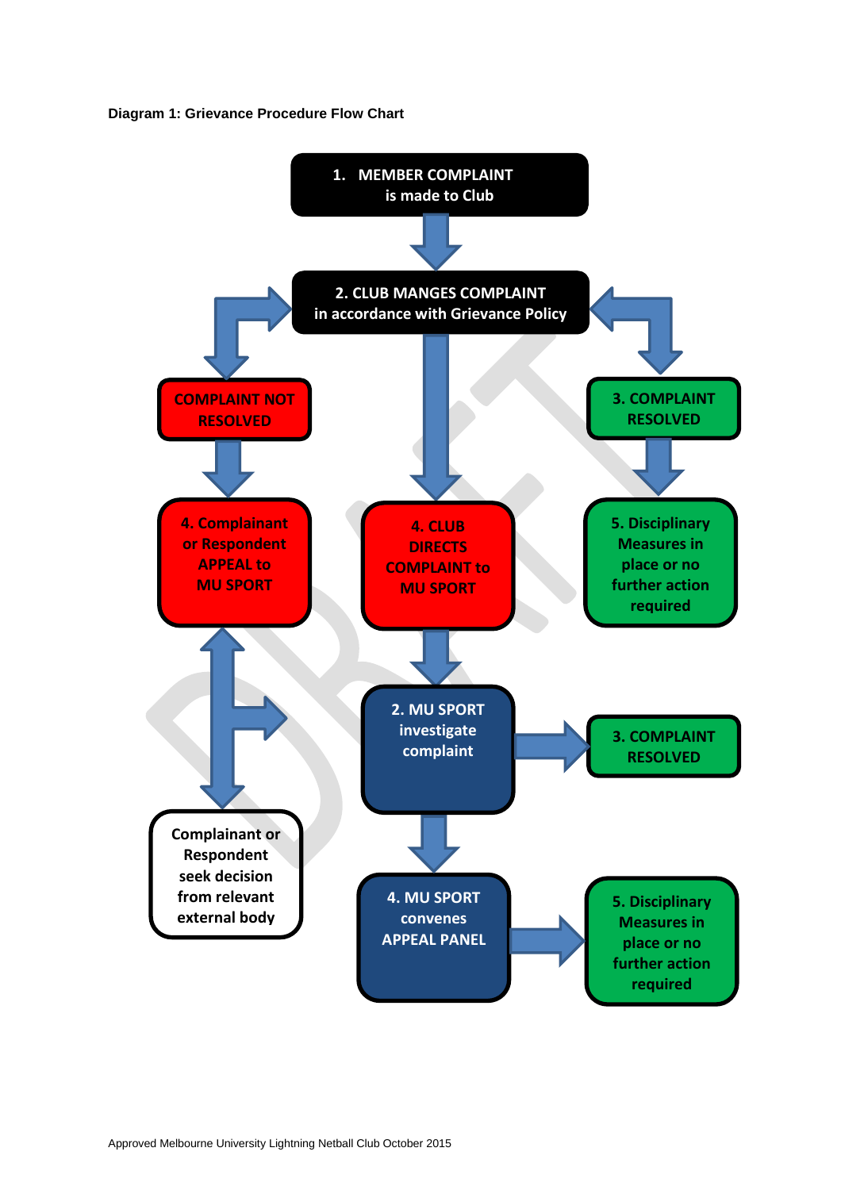**Diagram 1: Grievance Procedure Flow Chart**

1. MEMBER COMPLAINT is made to Club

2. CLUB MANGES COMPLAINT in accordance with Grievance Policy

COMPLAINT NOT RESOLVED

3. COMPLAINT RESOLVED

4. Complainant or Respondent APPEAL to MU SPORT

4. CLUB DIRECTS COMPLAINT to MU SPORT

5. Disciplinary Measures in place or no further action required

2. MU SPORT investigate complaint

3. COMPLAINT RESOLVED

Complainant or Respondent seek decision from relevant external body

4. MU SPORT convenes APPEAL PANEL

5. Disciplinary Measures in place or no further action required

Approved Melbourne University Lightning Netball Club October 2015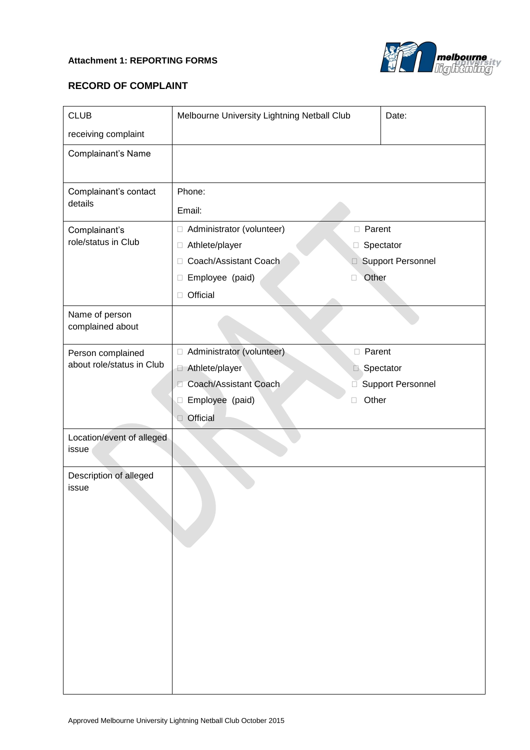**Attachment 1: REPORTING FORMS**

## RECORD OF COMPLAINT

| | | |
|---|---|---|
| CLUB receiving complaint | Melbourne University Lightning Netball Club | Date: |
| Complainant's Name | | |
| Complainant's contact details | Phone: Email: | |
| Complainant's role/status in Club | ☐ Administrator (volunteer) ☐ Athlete/player ☐ Coach/Assistant Coach ☐ Employee (paid) ☐ Official | ☐ Parent ☐ Spectator ☐ Support Personnel ☐ Other |
| Name of person complained about | | |
| Person complained about role/status in Club | ☐ Administrator (volunteer) ☐ Athlete/player ☐ Coach/Assistant Coach ☐ Employee (paid) ☐ Official | ☐ Parent ☐ Spectator ☐ Support Personnel ☐ Other |
| Location/event of alleged issue | | |
| Description of alleged issue | | |

Approved Melbourne University Lightning Netball Club October 2015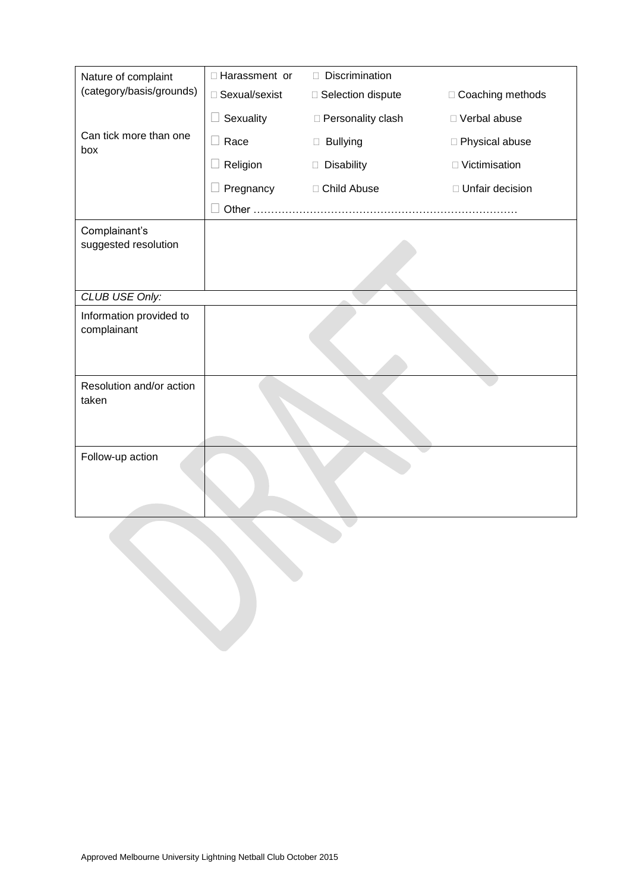| | | | |
|---|---|---|---|
| Nature of complaint (category/basis/grounds)<br><br>Can tick more than one box | □ Harassment or | □ Discrimination | |
| | □ Sexual/sexist | □ Selection dispute | □ Coaching methods |
| | □ Sexuality | □ Personality clash | □ Verbal abuse |
| | □ Race | □ Bullying | □ Physical abuse |
| | □ Religion | □ Disability | □ Victimisation |
| | □ Pregnancy | □ Child Abuse | □ Unfair decision |
| | □ Other …………………………………………………………… | | |
| Complainant's suggested resolution | | | |
| *CLUB USE Only:* | | | |
| Information provided to complainant | | | |
| Resolution and/or action taken | | | |
| Follow-up action | | | |

DRAFT

Approved Melbourne University Lightning Netball Club October 2015